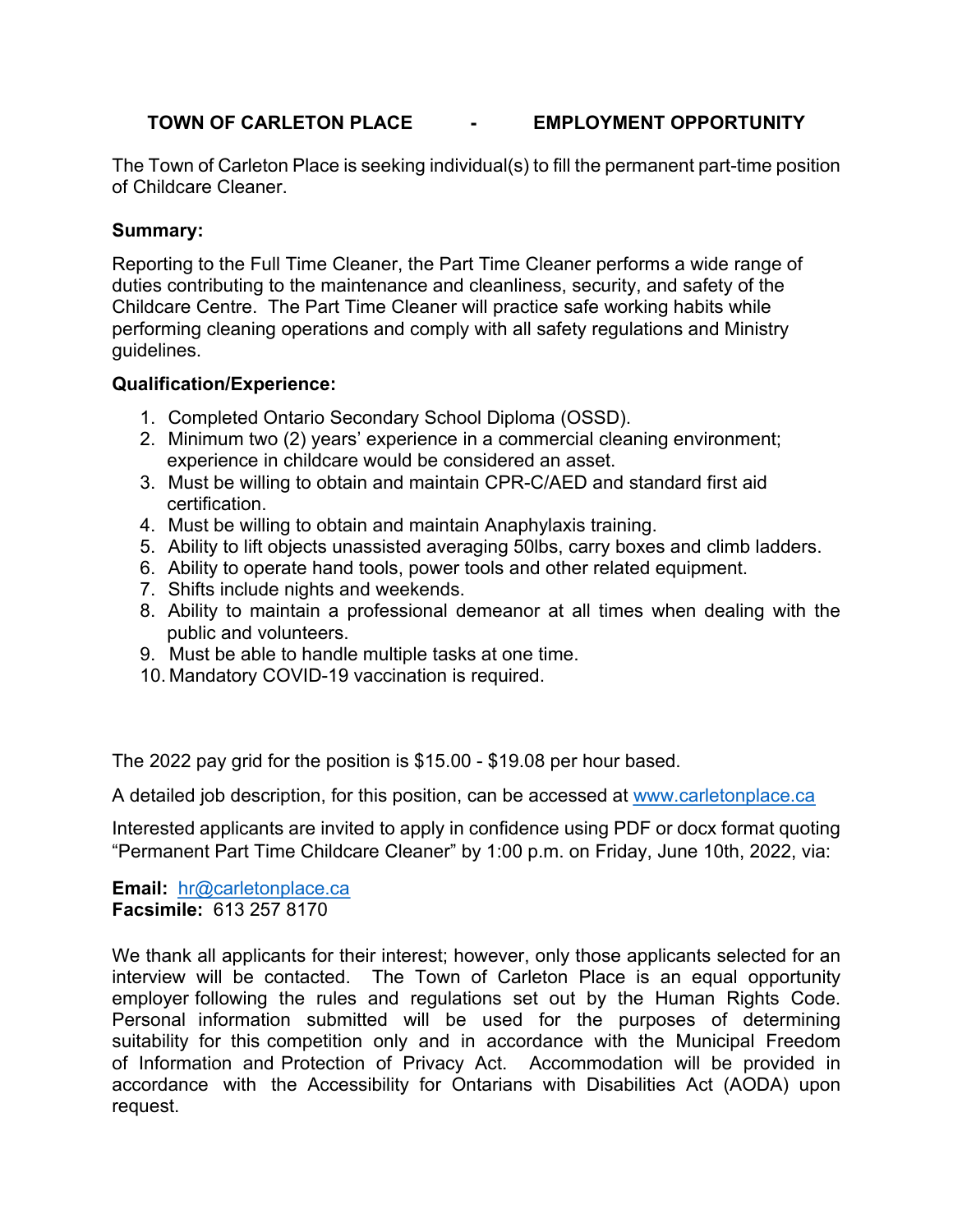# TOWN OF CARLETON PLACE - EMPLOYMENT OPPORTUNITY

The Town of Carleton Place is seeking individual(s) to fill the permanent part-time position of Childcare Cleaner.

**Summary:**

Reporting to the Full Time Cleaner, the Part Time Cleaner performs a wide range of duties contributing to the maintenance and cleanliness, security, and safety of the Childcare Centre. The Part Time Cleaner will practice safe working habits while performing cleaning operations and comply with all safety regulations and Ministry guidelines.

**Qualification/Experience:**

1. Completed Ontario Secondary School Diploma (OSSD).
2. Minimum two (2) years' experience in a commercial cleaning environment; experience in childcare would be considered an asset.
3. Must be willing to obtain and maintain CPR-C/AED and standard first aid certification.
4. Must be willing to obtain and maintain Anaphylaxis training.
5. Ability to lift objects unassisted averaging 50lbs, carry boxes and climb ladders.
6. Ability to operate hand tools, power tools and other related equipment.
7. Shifts include nights and weekends.
8. Ability to maintain a professional demeanor at all times when dealing with the public and volunteers.
9. Must be able to handle multiple tasks at one time.
10. Mandatory COVID-19 vaccination is required.

The 2022 pay grid for the position is $15.00 - $19.08 per hour based.

A detailed job description, for this position, can be accessed at www.carletonplace.ca

Interested applicants are invited to apply in confidence using PDF or docx format quoting "Permanent Part Time Childcare Cleaner" by 1:00 p.m. on Friday, June 10th, 2022, via:

**Email:** hr@carletonplace.ca
**Facsimile:** 613 257 8170

We thank all applicants for their interest; however, only those applicants selected for an interview will be contacted. The Town of Carleton Place is an equal opportunity employer following the rules and regulations set out by the Human Rights Code. Personal information submitted will be used for the purposes of determining suitability for this competition only and in accordance with the Municipal Freedom of Information and Protection of Privacy Act. Accommodation will be provided in accordance with the Accessibility for Ontarians with Disabilities Act (AODA) upon request.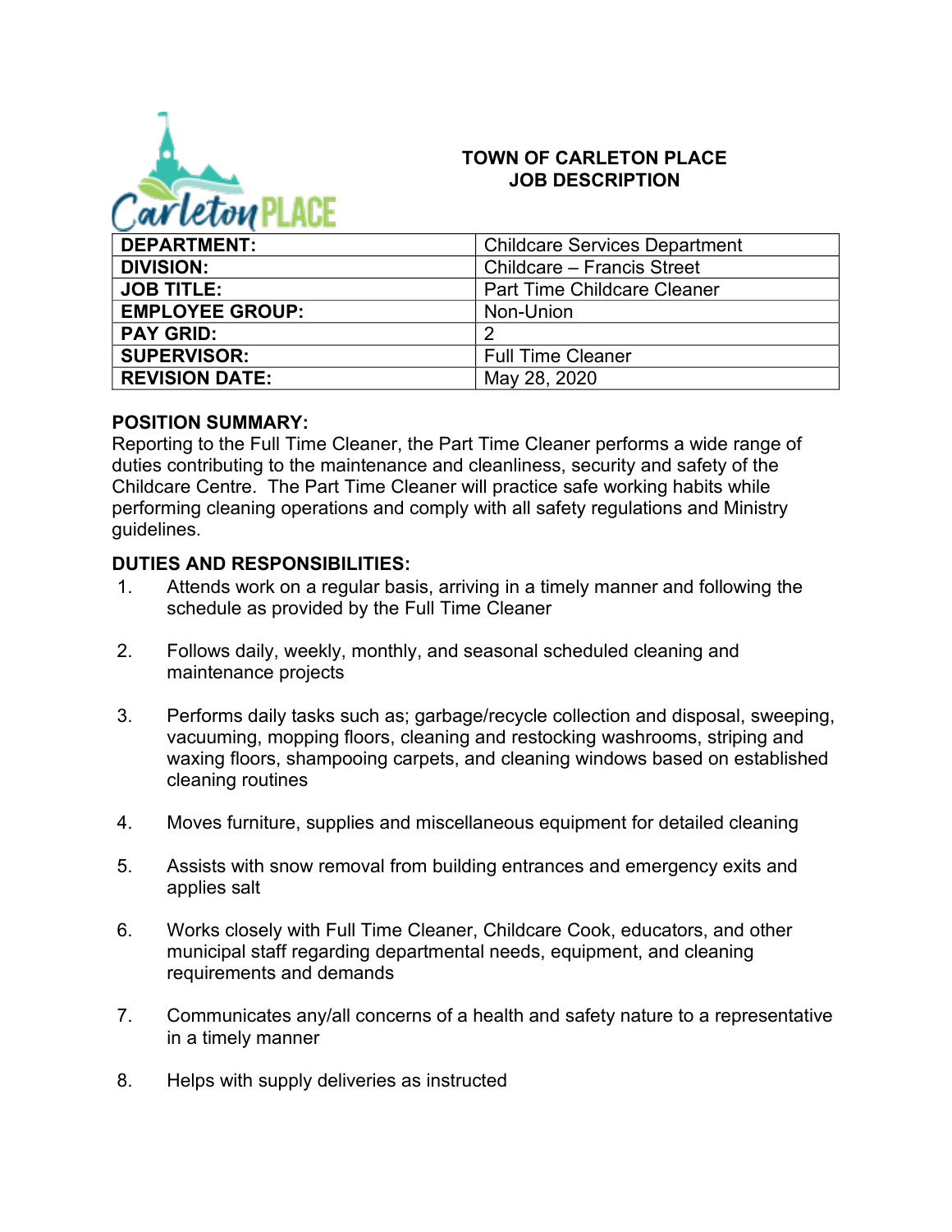# TOWN OF CARLETON PLACE
## JOB DESCRIPTION

| **DEPARTMENT:** | Childcare Services Department |
|---|---|
| **DIVISION:** | Childcare – Francis Street |
| **JOB TITLE:** | Part Time Childcare Cleaner |
| **EMPLOYEE GROUP:** | Non-Union |
| **PAY GRID:** | 2 |
| **SUPERVISOR:** | Full Time Cleaner |
| **REVISION DATE:** | May 28, 2020 |

**POSITION SUMMARY:**

Reporting to the Full Time Cleaner, the Part Time Cleaner performs a wide range of duties contributing to the maintenance and cleanliness, security and safety of the Childcare Centre. The Part Time Cleaner will practice safe working habits while performing cleaning operations and comply with all safety regulations and Ministry guidelines.

**DUTIES AND RESPONSIBILITIES:**

1. Attends work on a regular basis, arriving in a timely manner and following the schedule as provided by the Full Time Cleaner

2. Follows daily, weekly, monthly, and seasonal scheduled cleaning and maintenance projects

3. Performs daily tasks such as; garbage/recycle collection and disposal, sweeping, vacuuming, mopping floors, cleaning and restocking washrooms, striping and waxing floors, shampooing carpets, and cleaning windows based on established cleaning routines

4. Moves furniture, supplies and miscellaneous equipment for detailed cleaning

5. Assists with snow removal from building entrances and emergency exits and applies salt

6. Works closely with Full Time Cleaner, Childcare Cook, educators, and other municipal staff regarding departmental needs, equipment, and cleaning requirements and demands

7. Communicates any/all concerns of a health and safety nature to a representative in a timely manner

8. Helps with supply deliveries as instructed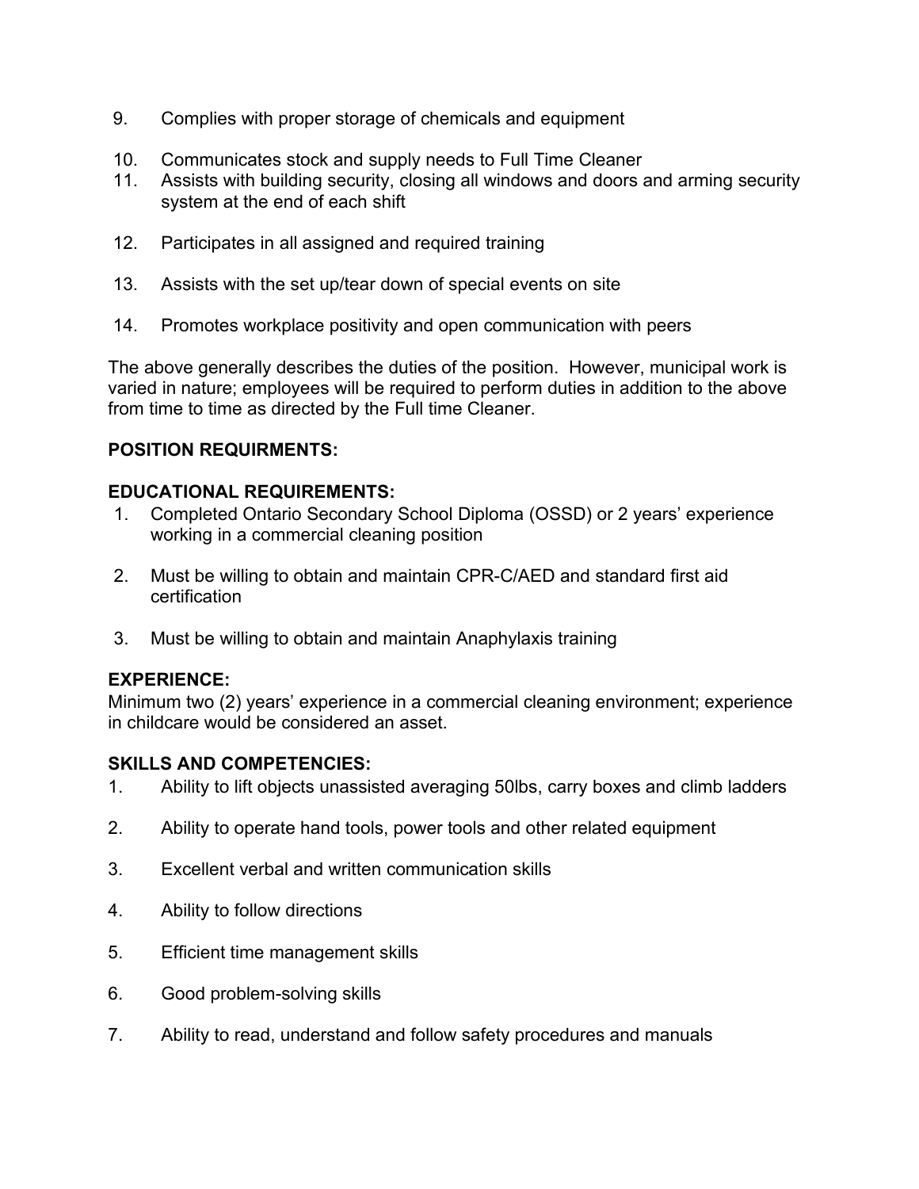9. Complies with proper storage of chemicals and equipment
10. Communicates stock and supply needs to Full Time Cleaner
11. Assists with building security, closing all windows and doors and arming security system at the end of each shift
12. Participates in all assigned and required training
13. Assists with the set up/tear down of special events on site
14. Promotes workplace positivity and open communication with peers

The above generally describes the duties of the position. However, municipal work is varied in nature; employees will be required to perform duties in addition to the above from time to time as directed by the Full time Cleaner.

**POSITION REQUIRMENTS:**

**EDUCATIONAL REQUIREMENTS:**

1. Completed Ontario Secondary School Diploma (OSSD) or 2 years' experience working in a commercial cleaning position
2. Must be willing to obtain and maintain CPR-C/AED and standard first aid certification
3. Must be willing to obtain and maintain Anaphylaxis training

**EXPERIENCE:**

Minimum two (2) years' experience in a commercial cleaning environment; experience in childcare would be considered an asset.

**SKILLS AND COMPETENCIES:**

1. Ability to lift objects unassisted averaging 50lbs, carry boxes and climb ladders
2. Ability to operate hand tools, power tools and other related equipment
3. Excellent verbal and written communication skills
4. Ability to follow directions
5. Efficient time management skills
6. Good problem-solving skills
7. Ability to read, understand and follow safety procedures and manuals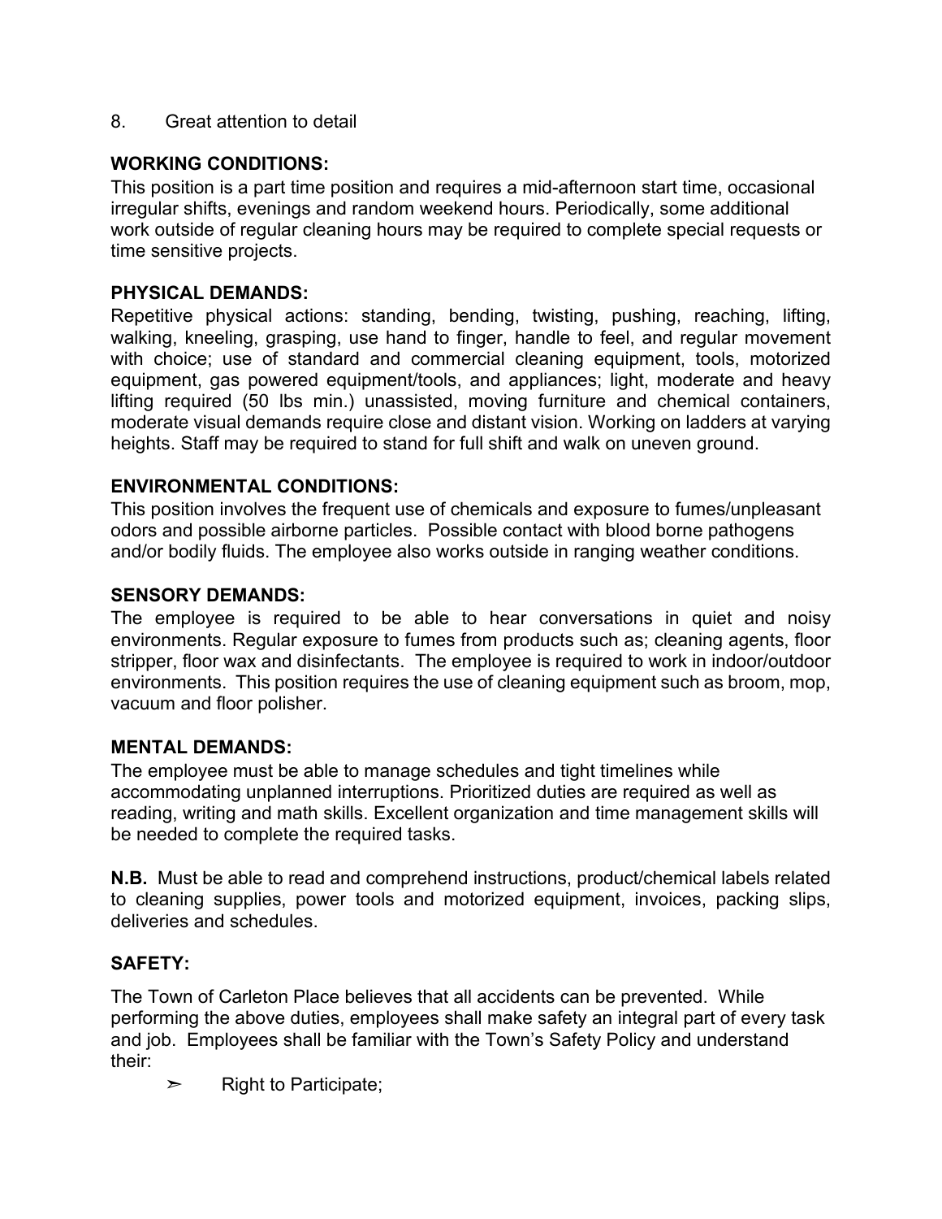8. Great attention to detail

**WORKING CONDITIONS:**

This position is a part time position and requires a mid-afternoon start time, occasional irregular shifts, evenings and random weekend hours. Periodically, some additional work outside of regular cleaning hours may be required to complete special requests or time sensitive projects.

**PHYSICAL DEMANDS:**

Repetitive physical actions: standing, bending, twisting, pushing, reaching, lifting, walking, kneeling, grasping, use hand to finger, handle to feel, and regular movement with choice; use of standard and commercial cleaning equipment, tools, motorized equipment, gas powered equipment/tools, and appliances; light, moderate and heavy lifting required (50 lbs min.) unassisted, moving furniture and chemical containers, moderate visual demands require close and distant vision. Working on ladders at varying heights. Staff may be required to stand for full shift and walk on uneven ground.

**ENVIRONMENTAL CONDITIONS:**

This position involves the frequent use of chemicals and exposure to fumes/unpleasant odors and possible airborne particles. Possible contact with blood borne pathogens and/or bodily fluids. The employee also works outside in ranging weather conditions.

**SENSORY DEMANDS:**

The employee is required to be able to hear conversations in quiet and noisy environments. Regular exposure to fumes from products such as; cleaning agents, floor stripper, floor wax and disinfectants. The employee is required to work in indoor/outdoor environments. This position requires the use of cleaning equipment such as broom, mop, vacuum and floor polisher.

**MENTAL DEMANDS:**

The employee must be able to manage schedules and tight timelines while accommodating unplanned interruptions. Prioritized duties are required as well as reading, writing and math skills. Excellent organization and time management skills will be needed to complete the required tasks.

**N.B.** Must be able to read and comprehend instructions, product/chemical labels related to cleaning supplies, power tools and motorized equipment, invoices, packing slips, deliveries and schedules.

**SAFETY:**

The Town of Carleton Place believes that all accidents can be prevented. While performing the above duties, employees shall make safety an integral part of every task and job. Employees shall be familiar with the Town's Safety Policy and understand their:

- Right to Participate;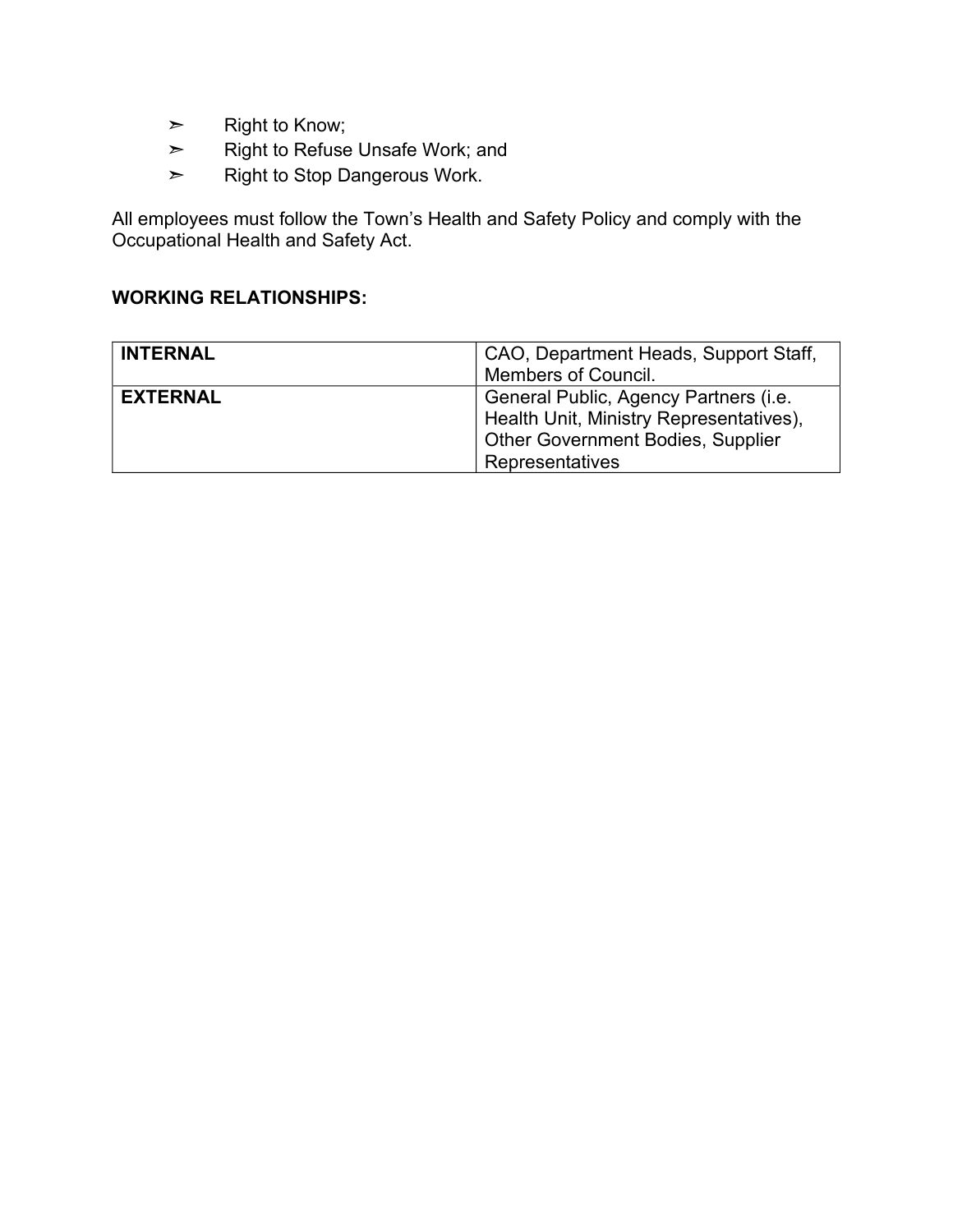- ➢ Right to Know;
- ➢ Right to Refuse Unsafe Work; and
- ➢ Right to Stop Dangerous Work.

All employees must follow the Town's Health and Safety Policy and comply with the Occupational Health and Safety Act.

**WORKING RELATIONSHIPS:**

| | |
|---|---|
| **INTERNAL** | CAO, Department Heads, Support Staff, Members of Council. |
| **EXTERNAL** | General Public, Agency Partners (i.e. Health Unit, Ministry Representatives), Other Government Bodies, Supplier Representatives |